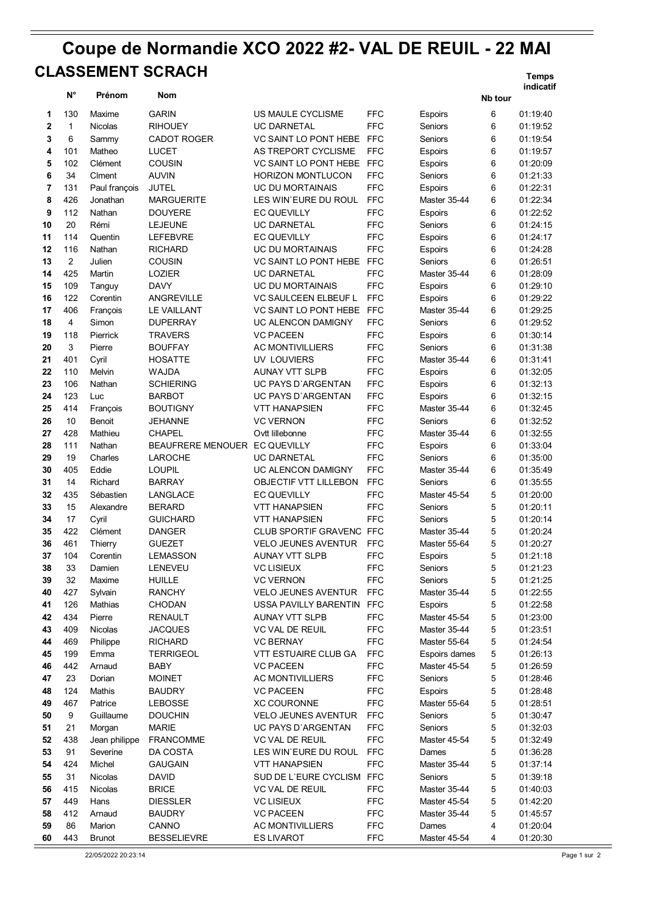# Coupe de Normandie XCO 2022 #2- VAL DE REUIL - 22 MAI

## CLASSEMENT SCRACH

| | N° | Prénom | Nom | | | | Nb tour | Temps indicatif |
|---|---|---|---|---|---|---|---|---|
| 1 | 130 | Maxime | GARIN | US MAULE CYCLISME | FFC | Espoirs | 6 | 01:19:40 |
| 2 | 1 | Nicolas | RIHOUEY | UC DARNETAL | FFC | Seniors | 6 | 01:19:52 |
| 3 | 6 | Sammy | CADOT ROGER | VC SAINT LO PONT HEBE | FFC | Seniors | 6 | 01:19:54 |
| 4 | 101 | Matheo | LUCET | AS TREPORT CYCLISME | FFC | Espoirs | 6 | 01:19:57 |
| 5 | 102 | Clément | COUSIN | VC SAINT LO PONT HEBE | FFC | Espoirs | 6 | 01:20:09 |
| 6 | 34 | Clment | AUVIN | HORIZON MONTLUCON | FFC | Seniors | 6 | 01:21:33 |
| 7 | 131 | Paul françois | JUTEL | UC DU MORTAINAIS | FFC | Espoirs | 6 | 01:22:31 |
| 8 | 426 | Jonathan | MARGUERITE | LES WIN`EURE DU ROUL | FFC | Master 35-44 | 6 | 01:22:34 |
| 9 | 112 | Nathan | DOUYERE | EC QUEVILLY | FFC | Espoirs | 6 | 01:22:52 |
| 10 | 20 | Rémi | LEJEUNE | UC DARNETAL | FFC | Seniors | 6 | 01:24:15 |
| 11 | 114 | Quentin | LEFEBVRE | EC QUEVILLY | FFC | Espoirs | 6 | 01:24:17 |
| 12 | 116 | Nathan | RICHARD | UC DU MORTAINAIS | FFC | Espoirs | 6 | 01:24:28 |
| 13 | 2 | Julien | COUSIN | VC SAINT LO PONT HEBE | FFC | Seniors | 6 | 01:26:51 |
| 14 | 425 | Martin | LOZIER | UC DARNETAL | FFC | Master 35-44 | 6 | 01:28:09 |
| 15 | 109 | Tanguy | DAVY | UC DU MORTAINAIS | FFC | Espoirs | 6 | 01:29:10 |
| 16 | 122 | Corentin | ANGREVILLE | VC SAULCEEN ELBEUF L | FFC | Espoirs | 6 | 01:29:22 |
| 17 | 406 | François | LE VAILLANT | VC SAINT LO PONT HEBE | FFC | Master 35-44 | 6 | 01:29:25 |
| 18 | 4 | Simon | DUPERRAY | UC ALENCON DAMIGNY | FFC | Seniors | 6 | 01:29:52 |
| 19 | 118 | Pierrick | TRAVERS | VC PACEEN | FFC | Espoirs | 6 | 01:30:14 |
| 20 | 3 | Pierre | BOUFFAY | AC MONTIVILLIERS | FFC | Seniors | 6 | 01:31:38 |
| 21 | 401 | Cyril | HOSATTE | UV LOUVIERS | FFC | Master 35-44 | 6 | 01:31:41 |
| 22 | 110 | Melvin | WAJDA | AUNAY VTT SLPB | FFC | Espoirs | 6 | 01:32:05 |
| 23 | 106 | Nathan | SCHIERING | UC PAYS D`ARGENTAN | FFC | Espoirs | 6 | 01:32:13 |
| 24 | 123 | Luc | BARBOT | UC PAYS D`ARGENTAN | FFC | Espoirs | 6 | 01:32:15 |
| 25 | 414 | François | BOUTIGNY | VTT HANAPSIEN | FFC | Master 35-44 | 6 | 01:32:45 |
| 26 | 10 | Benoit | JEHANNE | VC VERNON | FFC | Seniors | 6 | 01:32:52 |
| 27 | 428 | Mathieu | CHAPEL | Ovtt lillebonne | FFC | Master 35-44 | 6 | 01:32:55 |
| 28 | 111 | Nathan | BEAUFRERE MENOUER | EC QUEVILLY | FFC | Espoirs | 6 | 01:33:04 |
| 29 | 19 | Charles | LAROCHE | UC DARNETAL | FFC | Seniors | 6 | 01:35:00 |
| 30 | 405 | Eddie | LOUPIL | UC ALENCON DAMIGNY | FFC | Master 35-44 | 6 | 01:35:49 |
| 31 | 14 | Richard | BARRAY | OBJECTIF VTT LILLEBON | FFC | Seniors | 6 | 01:35:55 |
| 32 | 435 | Sébastien | LANGLACE | EC QUEVILLY | FFC | Master 45-54 | 5 | 01:20:00 |
| 33 | 15 | Alexandre | BERARD | VTT HANAPSIEN | FFC | Seniors | 5 | 01:20:11 |
| 34 | 17 | Cyril | GUICHARD | VTT HANAPSIEN | FFC | Seniors | 5 | 01:20:14 |
| 35 | 422 | Clément | DANGER | CLUB SPORTIF GRAVENC | FFC | Master 35-44 | 5 | 01:20:24 |
| 36 | 461 | Thierry | GUEZET | VELO JEUNES AVENTUR | FFC | Master 55-64 | 5 | 01:20:27 |
| 37 | 104 | Corentin | LEMASSON | AUNAY VTT SLPB | FFC | Espoirs | 5 | 01:21:18 |
| 38 | 33 | Damien | LENEVEU | VC LISIEUX | FFC | Seniors | 5 | 01:21:23 |
| 39 | 32 | Maxime | HUILLE | VC VERNON | FFC | Seniors | 5 | 01:21:25 |
| 40 | 427 | Sylvain | RANCHY | VELO JEUNES AVENTUR | FFC | Master 35-44 | 5 | 01:22:55 |
| 41 | 126 | Mathias | CHODAN | USSA PAVILLY BARENTIN | FFC | Espoirs | 5 | 01:22:58 |
| 42 | 434 | Pierre | RENAULT | AUNAY VTT SLPB | FFC | Master 45-54 | 5 | 01:23:00 |
| 43 | 409 | Nicolas | JACQUES | VC VAL DE REUIL | FFC | Master 35-44 | 5 | 01:23:51 |
| 44 | 469 | Philippe | RICHARD | VC BERNAY | FFC | Master 55-64 | 5 | 01:24:54 |
| 45 | 199 | Emma | TERRIGEOL | VTT ESTUAIRE CLUB GA | FFC | Espoirs dames | 5 | 01:26:13 |
| 46 | 442 | Arnaud | BABY | VC PACEEN | FFC | Master 45-54 | 5 | 01:26:59 |
| 47 | 23 | Dorian | MOINET | AC MONTIVILLIERS | FFC | Seniors | 5 | 01:28:46 |
| 48 | 124 | Mathis | BAUDRY | VC PACEEN | FFC | Espoirs | 5 | 01:28:48 |
| 49 | 467 | Patrice | LEBOSSE | XC COURONNE | FFC | Master 55-64 | 5 | 01:28:51 |
| 50 | 9 | Guillaume | DOUCHIN | VELO JEUNES AVENTUR | FFC | Seniors | 5 | 01:30:47 |
| 51 | 21 | Morgan | MARIE | UC PAYS D`ARGENTAN | FFC | Seniors | 5 | 01:32:03 |
| 52 | 438 | Jean philippe | FRANCOMME | VC VAL DE REUIL | FFC | Master 45-54 | 5 | 01:32:49 |
| 53 | 91 | Severine | DA COSTA | LES WIN`EURE DU ROUL | FFC | Dames | 5 | 01:36:28 |
| 54 | 424 | Michel | GAUGAIN | VTT HANAPSIEN | FFC | Master 35-44 | 5 | 01:37:14 |
| 55 | 31 | Nicolas | DAVID | SUD DE L`EURE CYCLISM | FFC | Seniors | 5 | 01:39:18 |
| 56 | 415 | Nicolas | BRICE | VC VAL DE REUIL | FFC | Master 35-44 | 5 | 01:40:03 |
| 57 | 449 | Hans | DIESSLER | VC LISIEUX | FFC | Master 45-54 | 5 | 01:42:20 |
| 58 | 412 | Arnaud | BAUDRY | VC PACEEN | FFC | Master 35-44 | 5 | 01:45:57 |
| 59 | 86 | Marion | CANNO | AC MONTIVILLIERS | FFC | Dames | 4 | 01:20:04 |
| 60 | 443 | Brunot | BESSELIEVRE | ES LIVAROT | FFC | Master 45-54 | 4 | 01:20:30 |

22/05/2022 20:23:14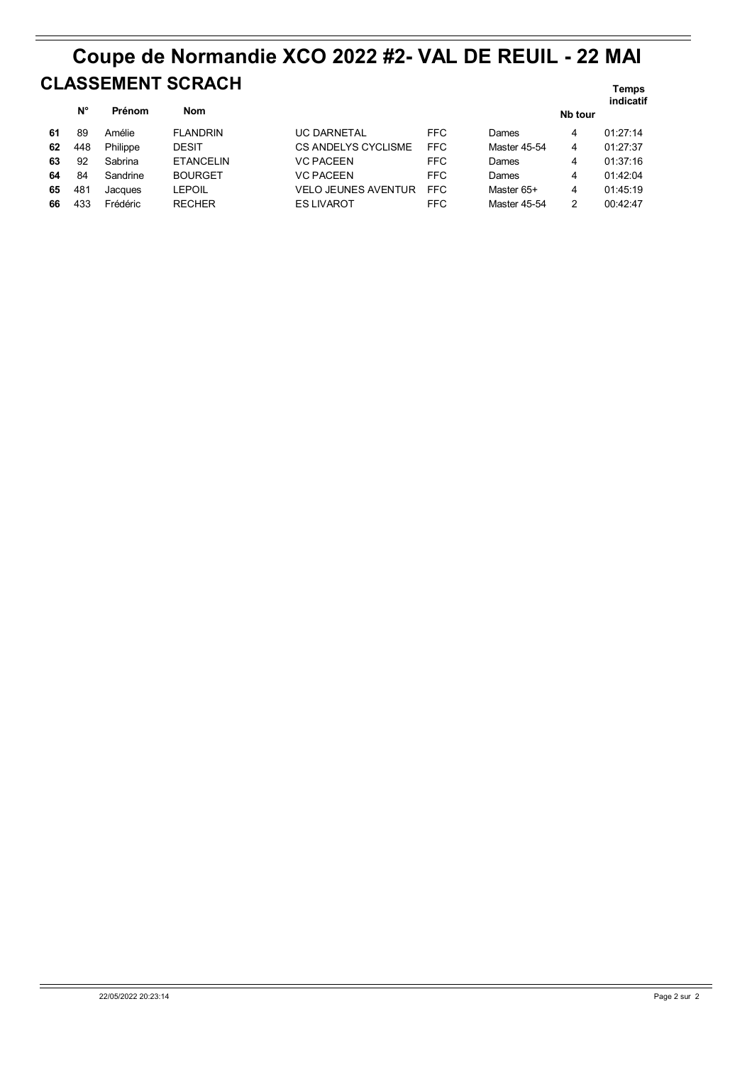# Coupe de Normandie XCO 2022 #2- VAL DE REUIL - 22 MAI

## CLASSEMENT SCRACH

| | N° | Prénom | Nom | | | | Nb tour | Temps indicatif |
|---|---|---|---|---|---|---|---|---|
| **61** | 89 | Amélie | FLANDRIN | UC DARNETAL | FFC | Dames | 4 | 01:27:14 |
| **62** | 448 | Philippe | DESIT | CS ANDELYS CYCLISME | FFC | Master 45-54 | 4 | 01:27:37 |
| **63** | 92 | Sabrina | ETANCELIN | VC PACEEN | FFC | Dames | 4 | 01:37:16 |
| **64** | 84 | Sandrine | BOURGET | VC PACEEN | FFC | Dames | 4 | 01:42:04 |
| **65** | 481 | Jacques | LEPOIL | VELO JEUNES AVENTUR | FFC | Master 65+ | 4 | 01:45:19 |
| **66** | 433 | Frédéric | RECHER | ES LIVAROT | FFC | Master 45-54 | 2 | 00:42:47 |

22/05/2022 20:23:14